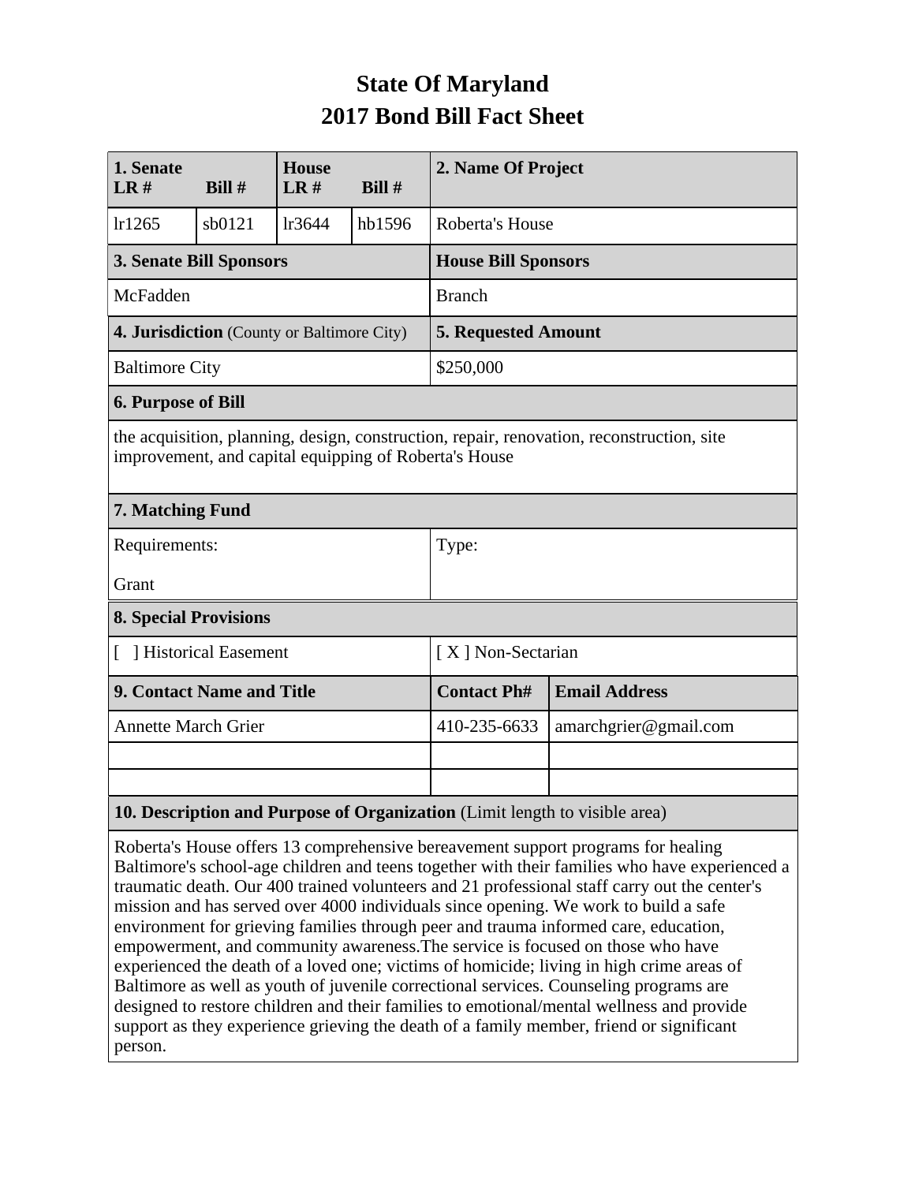# State Of Maryland
# 2017 Bond Bill Fact Sheet

| 1. Senate LR # | Bill # | House LR # | Bill # | 2. Name Of Project |
|---|---|---|---|---|
| lr1265 | sb0121 | lr3644 | hb1596 | Roberta's House |

| 3. Senate Bill Sponsors | House Bill Sponsors |
|---|---|
| McFadden | Branch |

| 4. Jurisdiction (County or Baltimore City) | 5. Requested Amount |
|---|---|
| Baltimore City | $250,000 |

**6. Purpose of Bill**

the acquisition, planning, design, construction, repair, renovation, reconstruction, site improvement, and capital equipping of Roberta's House

**7. Matching Fund**

| Requirements: | Type: |
|---|---|
| Grant | |

**8. Special Provisions**

| [ ] Historical Easement | [ X ] Non-Sectarian |
|---|---|

| 9. Contact Name and Title | Contact Ph# | Email Address |
|---|---|---|
| Annette March Grier | 410-235-6633 | amarchgrier@gmail.com |
| | | |
| | | |

**10. Description and Purpose of Organization** (Limit length to visible area)

Roberta's House offers 13 comprehensive bereavement support programs for healing Baltimore's school-age children and teens together with their families who have experienced a traumatic death. Our 400 trained volunteers and 21 professional staff carry out the center's mission and has served over 4000 individuals since opening. We work to build a safe environment for grieving families through peer and trauma informed care, education, empowerment, and community awareness.The service is focused on those who have experienced the death of a loved one; victims of homicide; living in high crime areas of Baltimore as well as youth of juvenile correctional services. Counseling programs are designed to restore children and their families to emotional/mental wellness and provide support as they experience grieving the death of a family member, friend or significant person.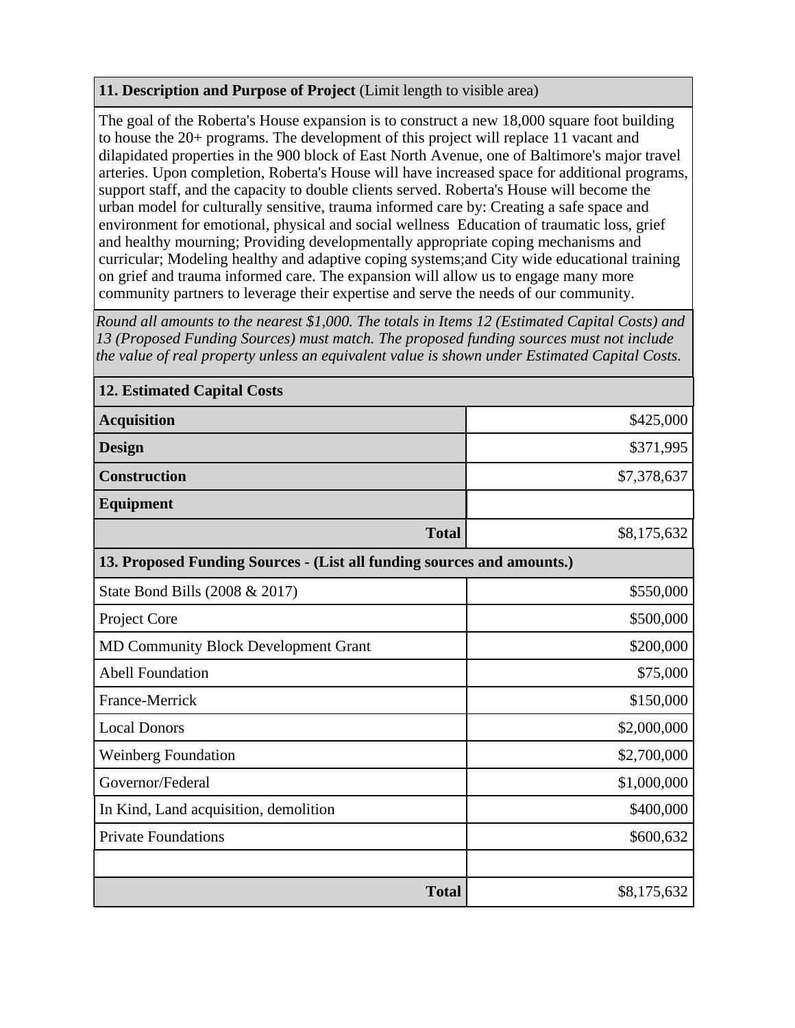**11. Description and Purpose of Project** (Limit length to visible area)

The goal of the Roberta's House expansion is to construct a new 18,000 square foot building to house the 20+ programs. The development of this project will replace 11 vacant and dilapidated properties in the 900 block of East North Avenue, one of Baltimore's major travel arteries. Upon completion, Roberta's House will have increased space for additional programs, support staff, and the capacity to double clients served. Roberta's House will become the urban model for culturally sensitive, trauma informed care by: Creating a safe space and environment for emotional, physical and social wellness Education of traumatic loss, grief and healthy mourning; Providing developmentally appropriate coping mechanisms and curricular; Modeling healthy and adaptive coping systems;and City wide educational training on grief and trauma informed care. The expansion will allow us to engage many more community partners to leverage their expertise and serve the needs of our community.

*Round all amounts to the nearest $1,000. The totals in Items 12 (Estimated Capital Costs) and 13 (Proposed Funding Sources) must match. The proposed funding sources must not include the value of real property unless an equivalent value is shown under Estimated Capital Costs.*

| **12. Estimated Capital Costs** | |
|---|---|
| **Acquisition** | $425,000 |
| **Design** | $371,995 |
| **Construction** | $7,378,637 |
| **Equipment** | |
| **Total** | $8,175,632 |

| **13. Proposed Funding Sources - (List all funding sources and amounts.)** | |
|---|---|
| State Bond Bills (2008 & 2017) | $550,000 |
| Project Core | $500,000 |
| MD Community Block Development Grant | $200,000 |
| Abell Foundation | $75,000 |
| France-Merrick | $150,000 |
| Local Donors | $2,000,000 |
| Weinberg Foundation | $2,700,000 |
| Governor/Federal | $1,000,000 |
| In Kind, Land acquisition, demolition | $400,000 |
| Private Foundations | $600,632 |
| | |
| **Total** | $8,175,632 |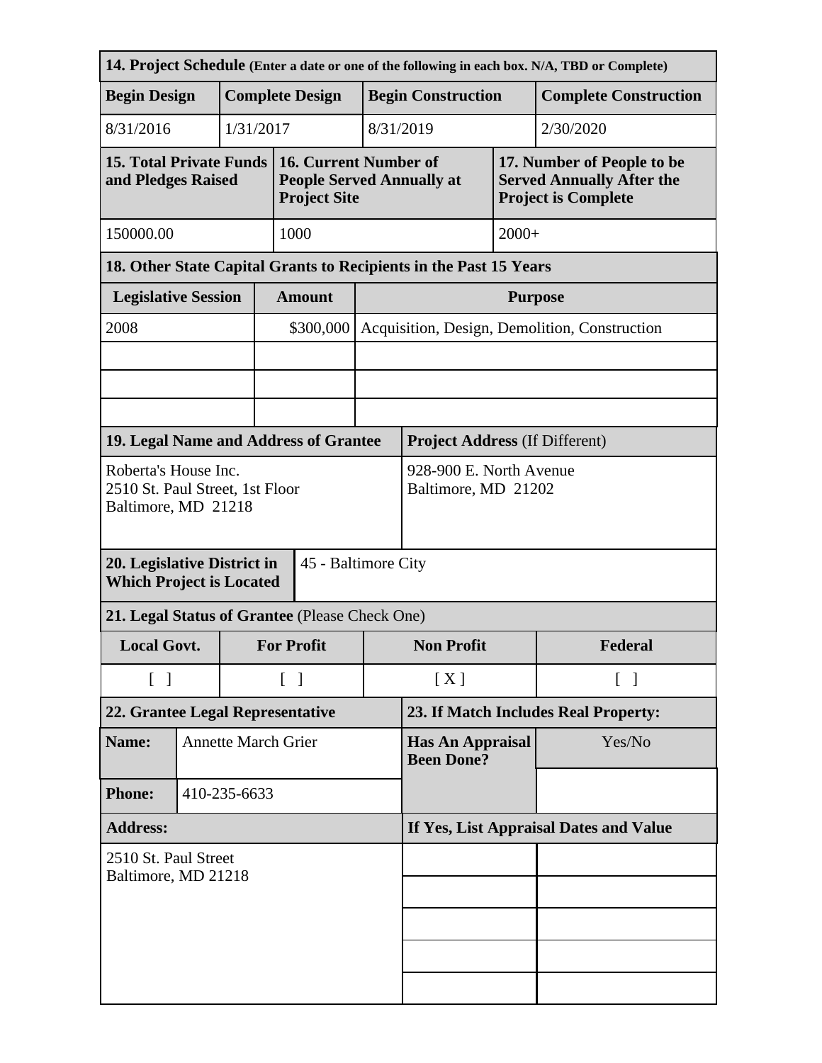**14. Project Schedule** (Enter a date or one of the following in each box. N/A, TBD or Complete)

| Begin Design | Complete Design | Begin Construction | Complete Construction |
|---|---|---|---|
| 8/31/2016 | 1/31/2017 | 8/31/2019 | 2/30/2020 |

| 15. Total Private Funds and Pledges Raised | 16. Current Number of People Served Annually at Project Site | 17. Number of People to be Served Annually After the Project is Complete |
|---|---|---|
| 150000.00 | 1000 | 2000+ |

**18. Other State Capital Grants to Recipients in the Past 15 Years**

| Legislative Session | Amount | Purpose |
|---|---|---|
| 2008 | $300,000 | Acquisition, Design, Demolition, Construction |
| | | |
| | | |
| | | |

| 19. Legal Name and Address of Grantee | Project Address (If Different) |
|---|---|
| Roberta's House Inc.<br>2510 St. Paul Street, 1st Floor<br>Baltimore, MD 21218 | 928-900 E. North Avenue<br>Baltimore, MD 21202 |

| 20. Legislative District in Which Project is Located | 45 - Baltimore City |
|---|---|

**21. Legal Status of Grantee** (Please Check One)

| Local Govt. | For Profit | Non Profit | Federal |
|---|---|---|---|
| [ ] | [ ] | [ X ] | [ ] |

| 22. Grantee Legal Representative | | 23. If Match Includes Real Property: | |
|---|---|---|---|
| **Name:** | Annette March Grier | **Has An Appraisal Been Done?** | Yes/No |
| **Phone:** | 410-235-6633 | | |
| **Address:** | | **If Yes, List Appraisal Dates and Value** | |
| 2510 St. Paul Street<br>Baltimore, MD 21218 | | | |
| | | | |
| | | | |
| | | | |
| | | | |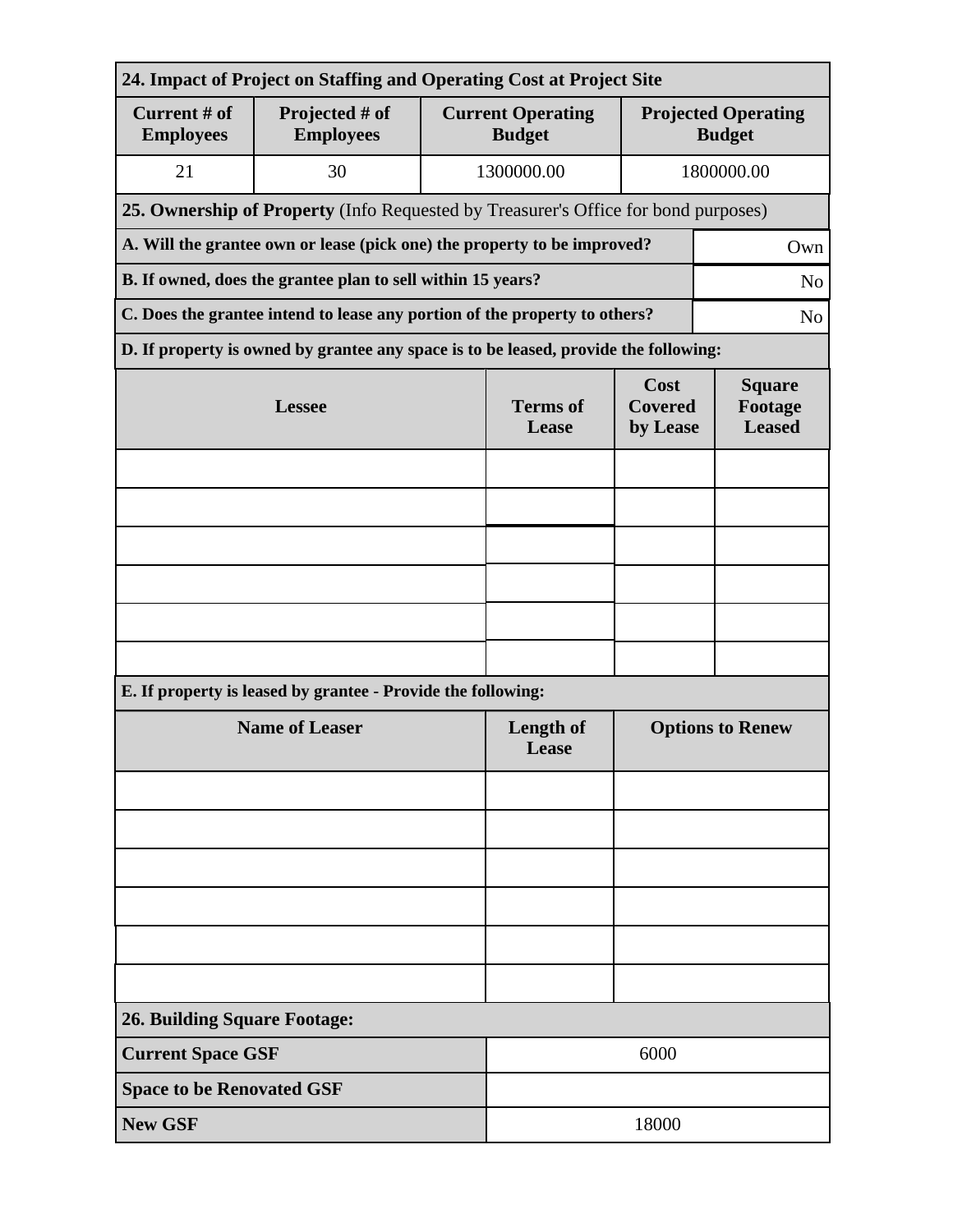**24. Impact of Project on Staffing and Operating Cost at Project Site**

| Current # of Employees | Projected # of Employees | Current Operating Budget | Projected Operating Budget |
|---|---|---|---|
| 21 | 30 | 1300000.00 | 1800000.00 |

**25. Ownership of Property** (Info Requested by Treasurer's Office for bond purposes)

| Question | Answer |
|---|---|
| **A. Will the grantee own or lease (pick one) the property to be improved?** | Own |
| **B. If owned, does the grantee plan to sell within 15 years?** | No |
| **C. Does the grantee intend to lease any portion of the property to others?** | No |

**D. If property is owned by grantee any space is to be leased, provide the following:**

| Lessee | Terms of Lease | Cost Covered by Lease | Square Footage Leased |
|---|---|---|---|
| | | | |
| | | | |
| | | | |
| | | | |
| | | | |
| | | | |

**E. If property is leased by grantee - Provide the following:**

| Name of Leaser | Length of Lease | Options to Renew |
|---|---|---|
| | | |
| | | |
| | | |
| | | |
| | | |
| | | |

**26. Building Square Footage:**

| | |
|---|---|
| **Current Space GSF** | 6000 |
| **Space to be Renovated GSF** | |
| **New GSF** | 18000 |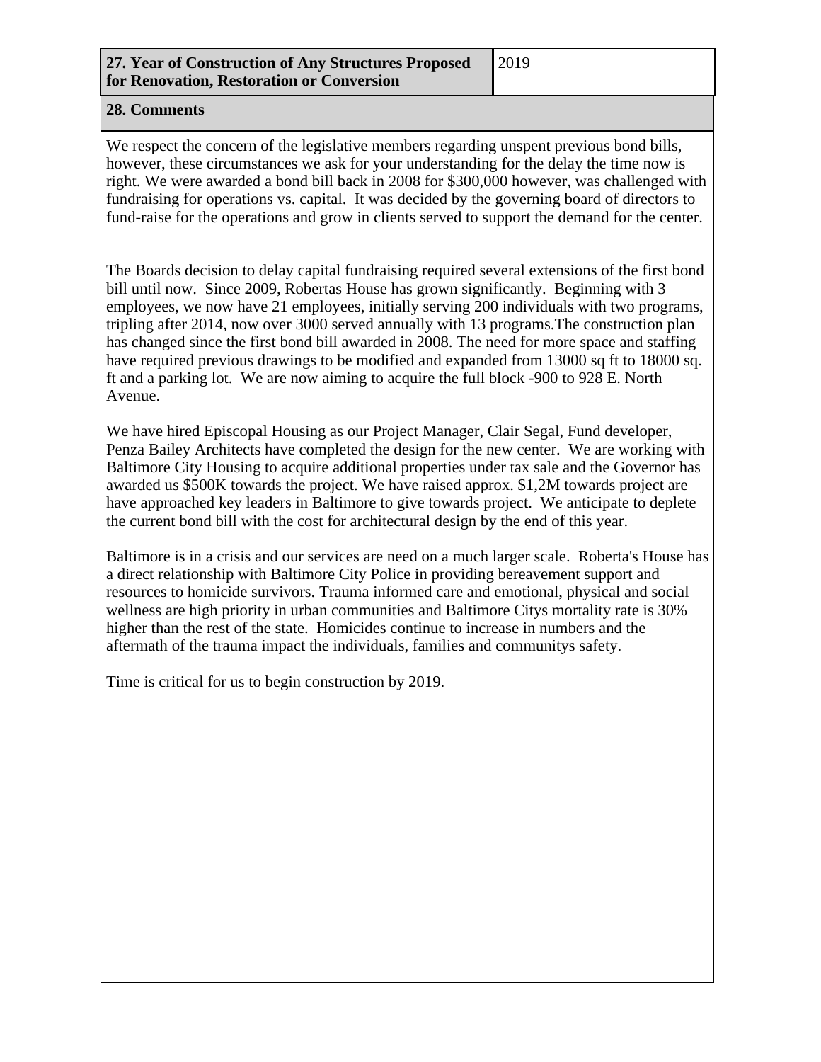| 27. Year of Construction of Any Structures Proposed for Renovation, Restoration or Conversion | 2019 |
| --- | --- |

**28. Comments**

We respect the concern of the legislative members regarding unspent previous bond bills, however, these circumstances we ask for your understanding for the delay the time now is right. We were awarded a bond bill back in 2008 for $300,000 however, was challenged with fundraising for operations vs. capital.  It was decided by the governing board of directors to fund-raise for the operations and grow in clients served to support the demand for the center.

The Boards decision to delay capital fundraising required several extensions of the first bond bill until now.  Since 2009, Robertas House has grown significantly.  Beginning with 3 employees, we now have 21 employees, initially serving 200 individuals with two programs, tripling after 2014, now over 3000 served annually with 13 programs.The construction plan has changed since the first bond bill awarded in 2008. The need for more space and staffing have required previous drawings to be modified and expanded from 13000 sq ft to 18000 sq. ft and a parking lot.  We are now aiming to acquire the full block -900 to 928 E. North Avenue.

We have hired Episcopal Housing as our Project Manager, Clair Segal, Fund developer, Penza Bailey Architects have completed the design for the new center.  We are working with Baltimore City Housing to acquire additional properties under tax sale and the Governor has awarded us $500K towards the project. We have raised approx. $1,2M towards project are have approached key leaders in Baltimore to give towards project.  We anticipate to deplete the current bond bill with the cost for architectural design by the end of this year.

Baltimore is in a crisis and our services are need on a much larger scale.  Roberta's House has a direct relationship with Baltimore City Police in providing bereavement support and resources to homicide survivors. Trauma informed care and emotional, physical and social wellness are high priority in urban communities and Baltimore Citys mortality rate is 30% higher than the rest of the state.  Homicides continue to increase in numbers and the aftermath of the trauma impact the individuals, families and communitys safety.

Time is critical for us to begin construction by 2019.